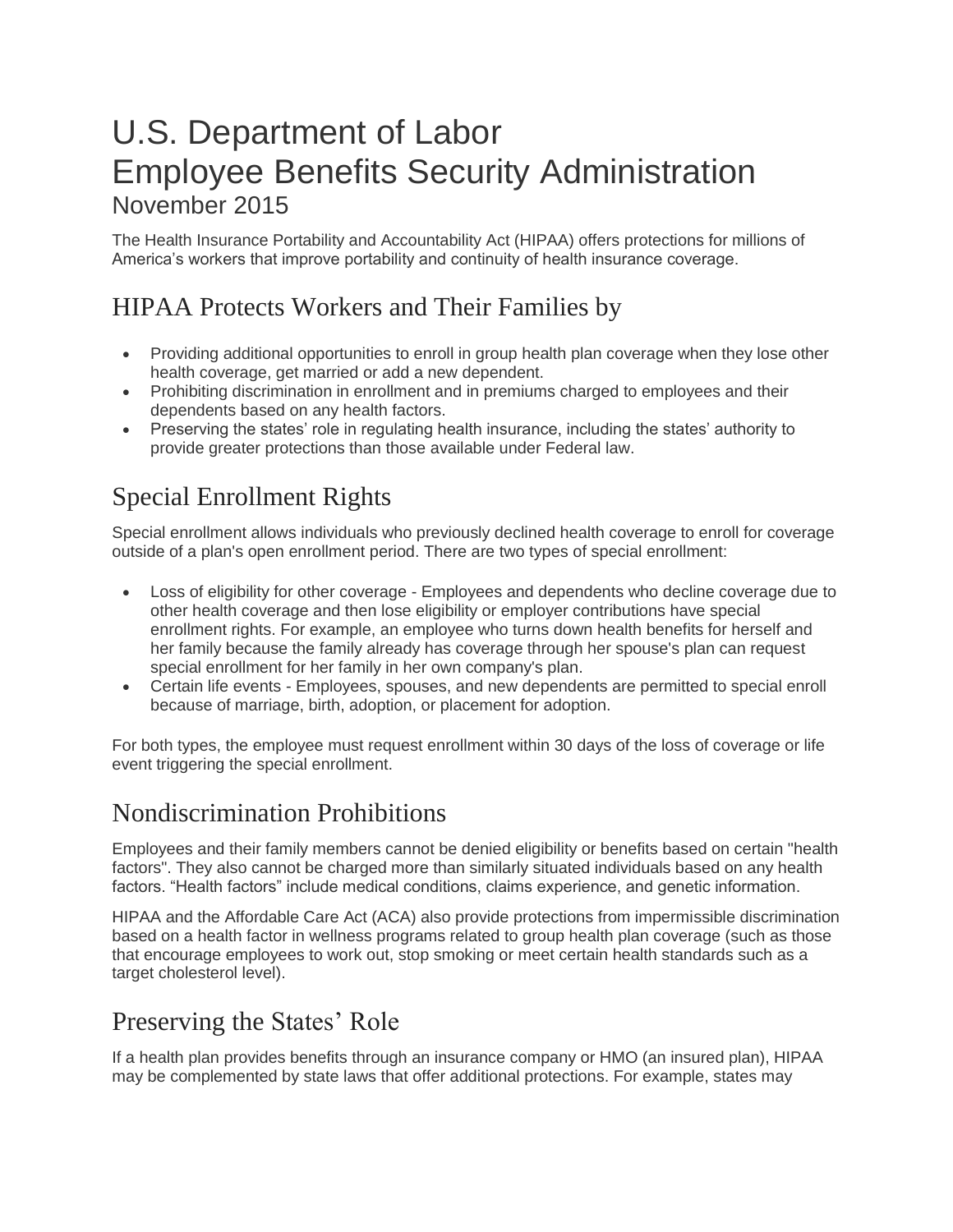# U.S. Department of Labor
# Employee Benefits Security Administration
November 2015

The Health Insurance Portability and Accountability Act (HIPAA) offers protections for millions of America's workers that improve portability and continuity of health insurance coverage.

## HIPAA Protects Workers and Their Families by

- Providing additional opportunities to enroll in group health plan coverage when they lose other health coverage, get married or add a new dependent.
- Prohibiting discrimination in enrollment and in premiums charged to employees and their dependents based on any health factors.
- Preserving the states' role in regulating health insurance, including the states' authority to provide greater protections than those available under Federal law.

## Special Enrollment Rights

Special enrollment allows individuals who previously declined health coverage to enroll for coverage outside of a plan's open enrollment period. There are two types of special enrollment:

- Loss of eligibility for other coverage - Employees and dependents who decline coverage due to other health coverage and then lose eligibility or employer contributions have special enrollment rights. For example, an employee who turns down health benefits for herself and her family because the family already has coverage through her spouse's plan can request special enrollment for her family in her own company's plan.
- Certain life events - Employees, spouses, and new dependents are permitted to special enroll because of marriage, birth, adoption, or placement for adoption.

For both types, the employee must request enrollment within 30 days of the loss of coverage or life event triggering the special enrollment.

## Nondiscrimination Prohibitions

Employees and their family members cannot be denied eligibility or benefits based on certain "health factors". They also cannot be charged more than similarly situated individuals based on any health factors. "Health factors" include medical conditions, claims experience, and genetic information.

HIPAA and the Affordable Care Act (ACA) also provide protections from impermissible discrimination based on a health factor in wellness programs related to group health plan coverage (such as those that encourage employees to work out, stop smoking or meet certain health standards such as a target cholesterol level).

## Preserving the States' Role

If a health plan provides benefits through an insurance company or HMO (an insured plan), HIPAA may be complemented by state laws that offer additional protections. For example, states may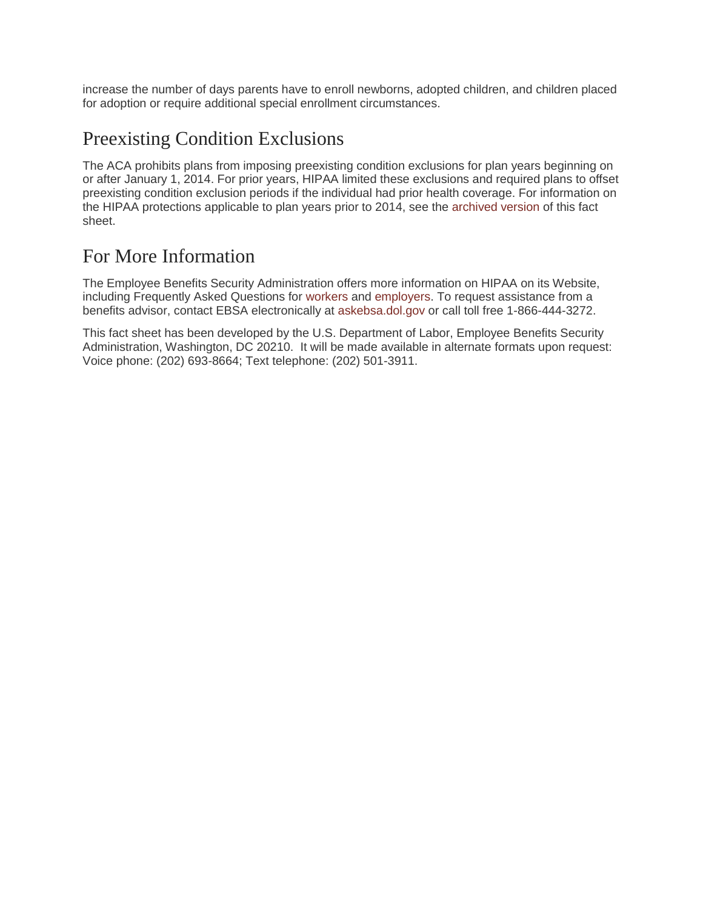increase the number of days parents have to enroll newborns, adopted children, and children placed for adoption or require additional special enrollment circumstances.

## Preexisting Condition Exclusions

The ACA prohibits plans from imposing preexisting condition exclusions for plan years beginning on or after January 1, 2014. For prior years, HIPAA limited these exclusions and required plans to offset preexisting condition exclusion periods if the individual had prior health coverage. For information on the HIPAA protections applicable to plan years prior to 2014, see the archived version of this fact sheet.

## For More Information

The Employee Benefits Security Administration offers more information on HIPAA on its Website, including Frequently Asked Questions for workers and employers. To request assistance from a benefits advisor, contact EBSA electronically at askebsa.dol.gov or call toll free 1-866-444-3272.

This fact sheet has been developed by the U.S. Department of Labor, Employee Benefits Security Administration, Washington, DC 20210. It will be made available in alternate formats upon request: Voice phone: (202) 693-8664; Text telephone: (202) 501-3911.